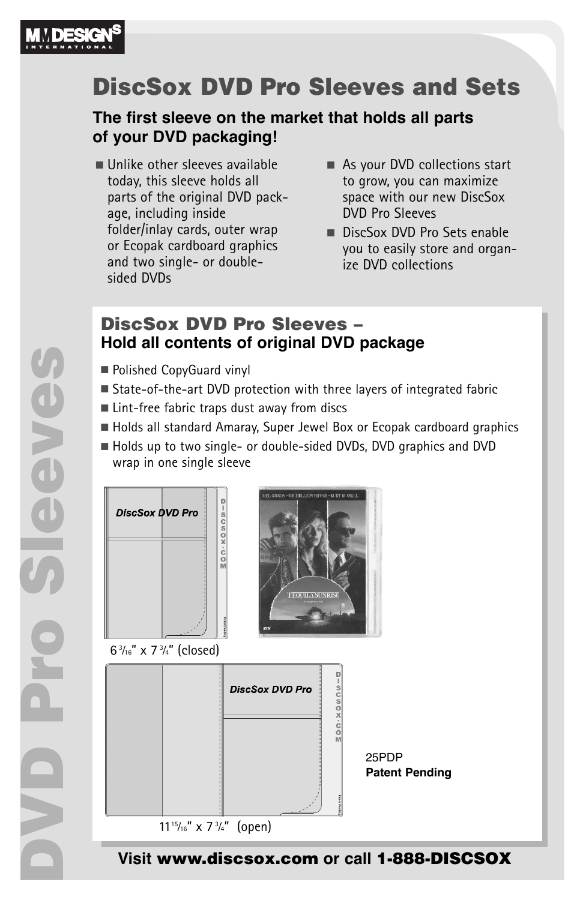# DiscSox DVD Pro Sleeves and Sets

**The first sleeve on the market that holds all parts of your DVD packaging!**

- Unlike other sleeves available today, this sleeve holds all parts of the original DVD package, including inside folder/inlay cards, outer wrap or Ecopak cardboard graphics and two single- or double-sided DVDs
- As your DVD collections start to grow, you can maximize space with our new DiscSox DVD Pro Sleeves
- DiscSox DVD Pro Sets enable you to easily store and organize DVD collections

## DiscSox DVD Pro Sleeves –
### Hold all contents of original DVD package

- Polished CopyGuard vinyl
- State-of-the-art DVD protection with three layers of integrated fabric
- Lint-free fabric traps dust away from discs
- Holds all standard Amaray, Super Jewel Box or Ecopak cardboard graphics
- Holds up to two single- or double-sided DVDs, DVD graphics and DVD wrap in one single sleeve

6 3/16" x 7 3/4" (closed)

11 15/16" x 7 3/4" (open)

25PDP
**Patent Pending**

**Visit www.discsox.com or call 1-888-DISCSOX**

DVD Pro Sleeves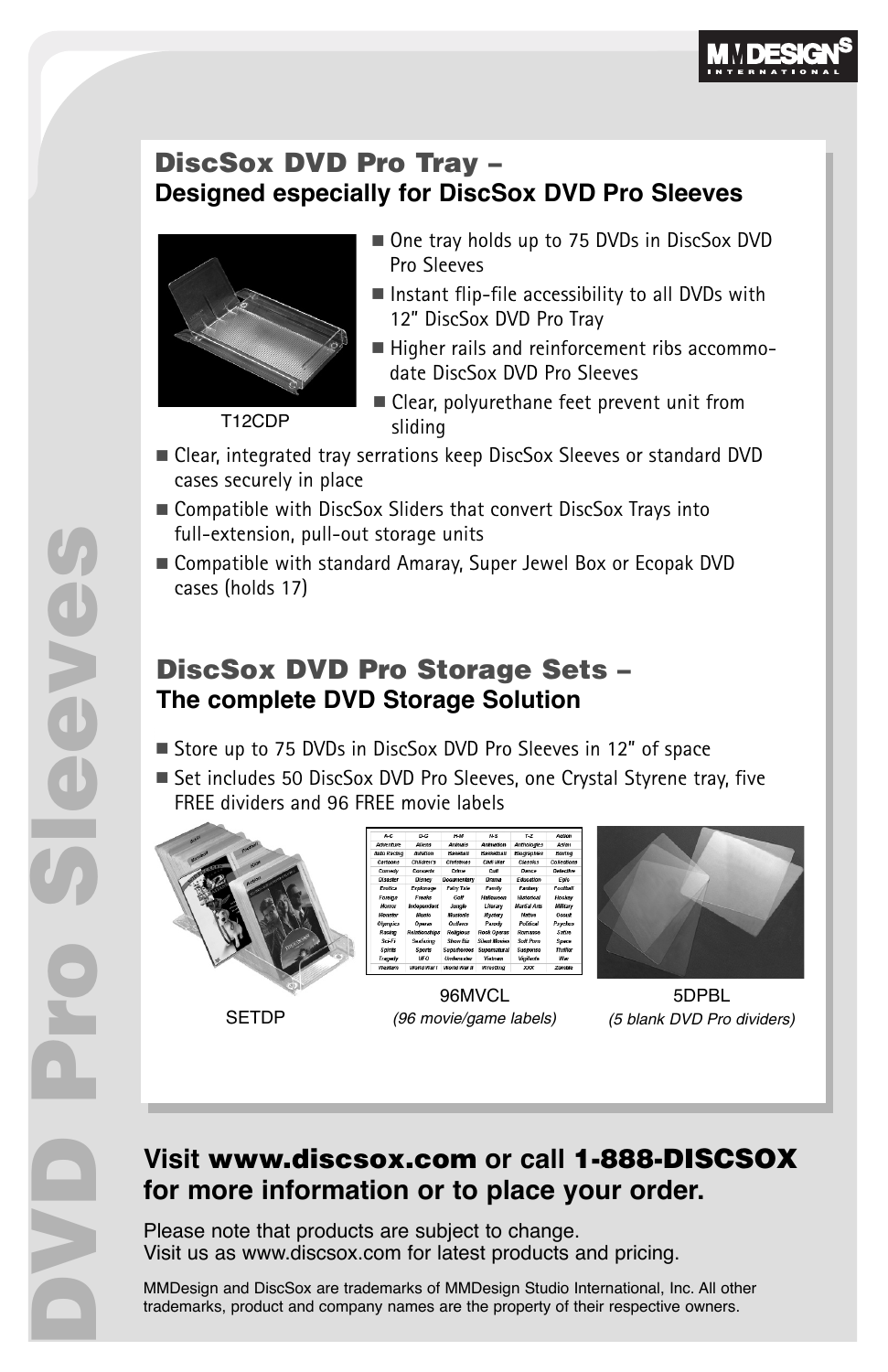## DiscSox DVD Pro Tray –
### Designed especially for DiscSox DVD Pro Sleeves

T12CDP

- One tray holds up to 75 DVDs in DiscSox DVD Pro Sleeves
- Instant flip-file accessibility to all DVDs with 12" DiscSox DVD Pro Tray
- Higher rails and reinforcement ribs accommodate DiscSox DVD Pro Sleeves
- Clear, polyurethane feet prevent unit from sliding
- Clear, integrated tray serrations keep DiscSox Sleeves or standard DVD cases securely in place
- Compatible with DiscSox Sliders that convert DiscSox Trays into full-extension, pull-out storage units
- Compatible with standard Amaray, Super Jewel Box or Ecopak DVD cases (holds 17)

## DiscSox DVD Pro Storage Sets –
### The complete DVD Storage Solution

- Store up to 75 DVDs in DiscSox DVD Pro Sleeves in 12" of space
- Set includes 50 DiscSox DVD Pro Sleeves, one Crystal Styrene tray, five FREE dividers and 96 FREE movie labels

SETDP

96MVCL
*(96 movie/game labels)*

5DPBL
*(5 blank DVD Pro dividers)*

**Visit www.discsox.com or call 1-888-DISCSOX for more information or to place your order.**

Please note that products are subject to change.
Visit us as www.discsox.com for latest products and pricing.

MMDesign and DiscSox are trademarks of MMDesign Studio International, Inc. All other trademarks, product and company names are the property of their respective owners.